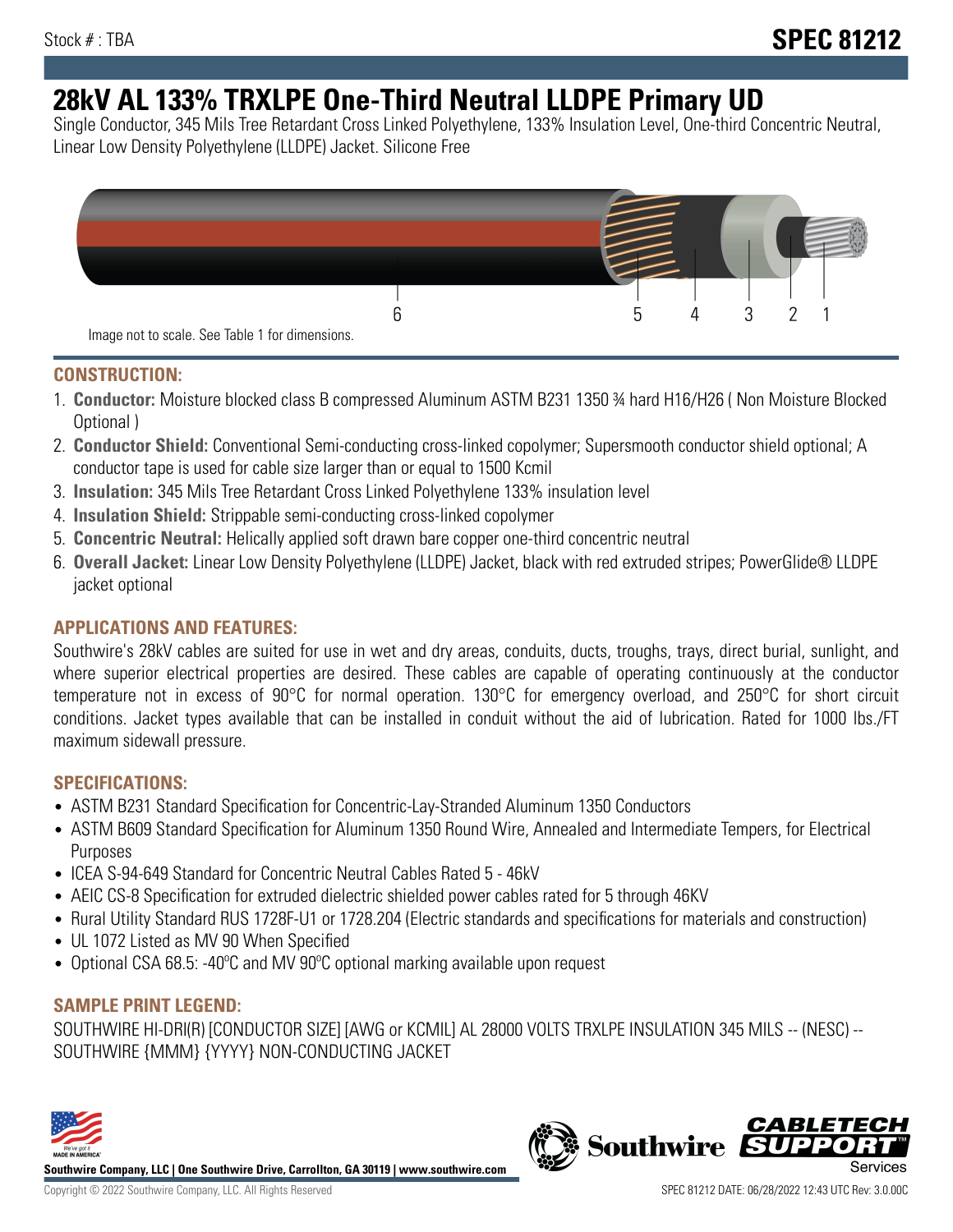Stock # : TBA

# SPEC 81212

# 28kV AL 133% TRXLPE One-Third Neutral LLDPE Primary UD

Single Conductor, 345 Mils Tree Retardant Cross Linked Polyethylene, 133% Insulation Level, One-third Concentric Neutral, Linear Low Density Polyethylene (LLDPE) Jacket. Silicone Free

6 5 4 3 2 1

Image not to scale. See Table 1 for dimensions.

## CONSTRUCTION:

1. **Conductor:** Moisture blocked class B compressed Aluminum ASTM B231 1350 ¾ hard H16/H26 ( Non Moisture Blocked Optional )
2. **Conductor Shield:** Conventional Semi-conducting cross-linked copolymer; Supersmooth conductor shield optional; A conductor tape is used for cable size larger than or equal to 1500 Kcmil
3. **Insulation:** 345 Mils Tree Retardant Cross Linked Polyethylene 133% insulation level
4. **Insulation Shield:** Strippable semi-conducting cross-linked copolymer
5. **Concentric Neutral:** Helically applied soft drawn bare copper one-third concentric neutral
6. **Overall Jacket:** Linear Low Density Polyethylene (LLDPE) Jacket, black with red extruded stripes; PowerGlide® LLDPE jacket optional

## APPLICATIONS AND FEATURES:

Southwire's 28kV cables are suited for use in wet and dry areas, conduits, ducts, troughs, trays, direct burial, sunlight, and where superior electrical properties are desired. These cables are capable of operating continuously at the conductor temperature not in excess of 90°C for normal operation. 130°C for emergency overload, and 250°C for short circuit conditions. Jacket types available that can be installed in conduit without the aid of lubrication. Rated for 1000 lbs./FT maximum sidewall pressure.

## SPECIFICATIONS:

- ASTM B231 Standard Specification for Concentric-Lay-Stranded Aluminum 1350 Conductors
- ASTM B609 Standard Specification for Aluminum 1350 Round Wire, Annealed and Intermediate Tempers, for Electrical Purposes
- ICEA S-94-649 Standard for Concentric Neutral Cables Rated 5 - 46kV
- AEIC CS-8 Specification for extruded dielectric shielded power cables rated for 5 through 46KV
- Rural Utility Standard RUS 1728F-U1 or 1728.204 (Electric standards and specifications for materials and construction)
- UL 1072 Listed as MV 90 When Specified
- Optional CSA 68.5: -40ºC and MV 90ºC optional marking available upon request

## SAMPLE PRINT LEGEND:

SOUTHWIRE HI-DRI(R) [CONDUCTOR SIZE] [AWG or KCMIL] AL 28000 VOLTS TRXLPE INSULATION 345 MILS -- (NESC) -- SOUTHWIRE {MMM} {YYYY} NON-CONDUCTING JACKET

**Southwire Company, LLC | One Southwire Drive, Carrollton, GA 30119 | www.southwire.com**

Copyright © 2022 Southwire Company, LLC. All Rights Reserved

SPEC 81212 DATE: 06/28/2022 12:43 UTC Rev: 3.0.00C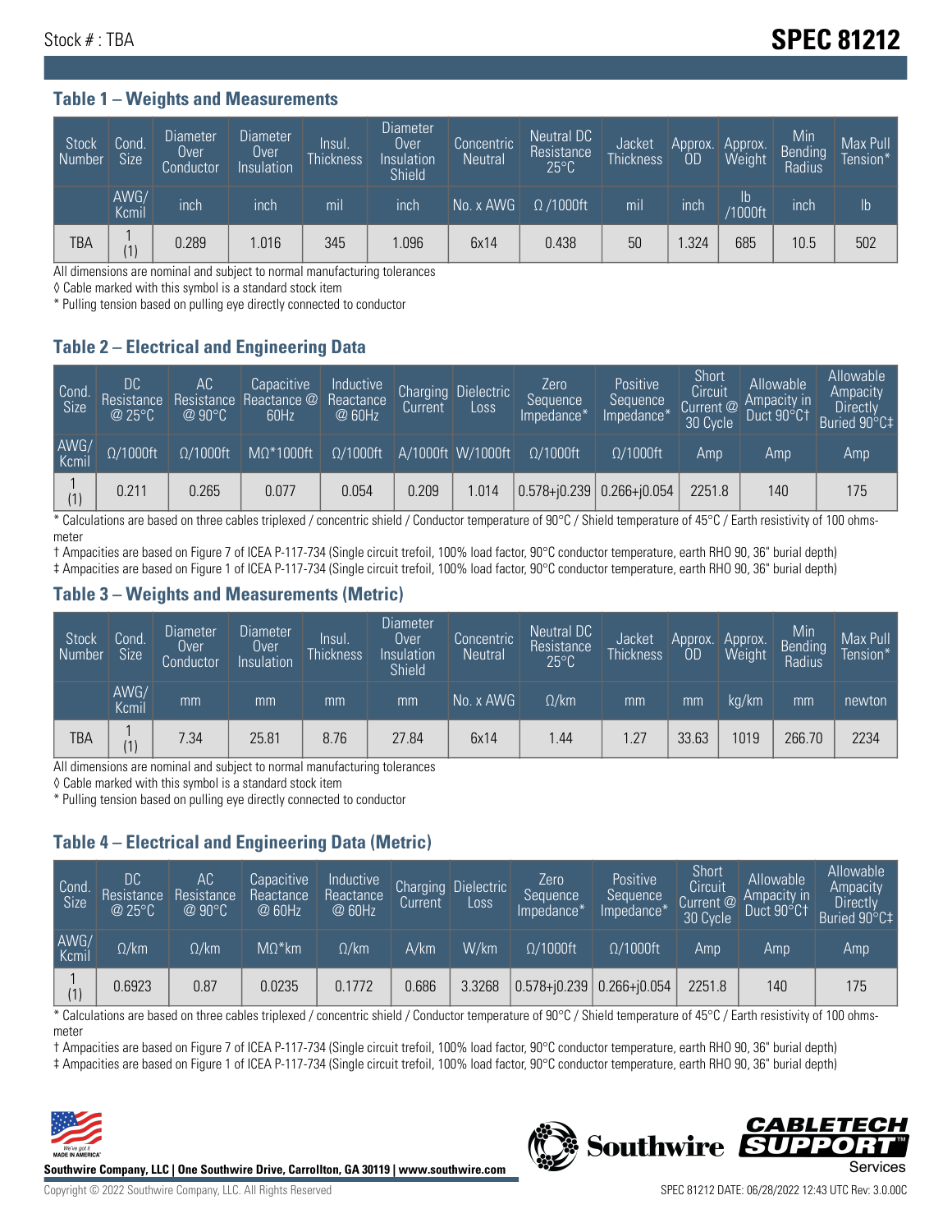Stock # : TBA

# SPEC 81212

## Table 1 – Weights and Measurements

| Stock Number | Cond. Size | Diameter Over Conductor | Diameter Over Insulation | Insul. Thickness | Diameter Over Insulation Shield | Concentric Neutral | Neutral DC Resistance 25°C | Jacket Thickness | Approx. OD | Approx. Weight | Min Bending Radius | Max Pull Tension* |
|---|---|---|---|---|---|---|---|---|---|---|---|---|
| | AWG/ Kcmil | inch | inch | mil | inch | No. x AWG | Ω /1000ft | mil | inch | lb /1000ft | inch | lb |
| TBA | 1 (1) | 0.289 | 1.016 | 345 | 1.096 | 6x14 | 0.438 | 50 | 1.324 | 685 | 10.5 | 502 |

All dimensions are nominal and subject to normal manufacturing tolerances

◊ Cable marked with this symbol is a standard stock item

* Pulling tension based on pulling eye directly connected to conductor

## Table 2 – Electrical and Engineering Data

| Cond. Size | DC Resistance @ 25°C | AC Resistance @ 90°C | Capacitive Reactance @ 60Hz | Inductive Reactance @ 60Hz | Charging Current | Dielectric Loss | Zero Sequence Impedance* | Positive Sequence Impedance* | Short Circuit Current @ 30 Cycle | Allowable Ampacity in Duct 90°C† | Allowable Ampacity Directly Buried 90°C‡ |
|---|---|---|---|---|---|---|---|---|---|---|---|
| AWG/ Kcmil | Ω/1000ft | Ω/1000ft | MΩ*1000ft | Ω/1000ft | A/1000ft | W/1000ft | Ω/1000ft | Ω/1000ft | Amp | Amp | Amp |
| 1 (1) | 0.211 | 0.265 | 0.077 | 0.054 | 0.209 | 1.014 | 0.578+j0.239 | 0.266+j0.054 | 2251.8 | 140 | 175 |

* Calculations are based on three cables triplexed / concentric shield / Conductor temperature of 90°C / Shield temperature of 45°C / Earth resistivity of 100 ohms-meter

† Ampacities are based on Figure 7 of ICEA P-117-734 (Single circuit trefoil, 100% load factor, 90°C conductor temperature, earth RHO 90, 36" burial depth)

‡ Ampacities are based on Figure 1 of ICEA P-117-734 (Single circuit trefoil, 100% load factor, 90°C conductor temperature, earth RHO 90, 36" burial depth)

## Table 3 – Weights and Measurements (Metric)

| Stock Number | Cond. Size | Diameter Over Conductor | Diameter Over Insulation | Insul. Thickness | Diameter Over Insulation Shield | Concentric Neutral | Neutral DC Resistance 25°C | Jacket Thickness | Approx. OD | Approx. Weight | Min Bending Radius | Max Pull Tension* |
|---|---|---|---|---|---|---|---|---|---|---|---|---|
| | AWG/ Kcmil | mm | mm | mm | mm | No. x AWG | Ω/km | mm | mm | kg/km | mm | newton |
| TBA | 1 (1) | 7.34 | 25.81 | 8.76 | 27.84 | 6x14 | 1.44 | 1.27 | 33.63 | 1019 | 266.70 | 2234 |

All dimensions are nominal and subject to normal manufacturing tolerances

◊ Cable marked with this symbol is a standard stock item

* Pulling tension based on pulling eye directly connected to conductor

## Table 4 – Electrical and Engineering Data (Metric)

| Cond. Size | DC Resistance @ 25°C | AC Resistance @ 90°C | Capacitive Reactance @ 60Hz | Inductive Reactance @ 60Hz | Charging Current | Dielectric Loss | Zero Sequence Impedance* | Positive Sequence Impedance* | Short Circuit Current @ 30 Cycle | Allowable Ampacity in Duct 90°C† | Allowable Ampacity Directly Buried 90°C‡ |
|---|---|---|---|---|---|---|---|---|---|---|---|
| AWG/ Kcmil | Ω/km | Ω/km | MΩ*km | Ω/km | A/km | W/km | Ω/1000ft | Ω/1000ft | Amp | Amp | Amp |
| 1 (1) | 0.6923 | 0.87 | 0.0235 | 0.1772 | 0.686 | 3.3268 | 0.578+j0.239 | 0.266+j0.054 | 2251.8 | 140 | 175 |

* Calculations are based on three cables triplexed / concentric shield / Conductor temperature of 90°C / Shield temperature of 45°C / Earth resistivity of 100 ohms-meter

† Ampacities are based on Figure 7 of ICEA P-117-734 (Single circuit trefoil, 100% load factor, 90°C conductor temperature, earth RHO 90, 36" burial depth)

‡ Ampacities are based on Figure 1 of ICEA P-117-734 (Single circuit trefoil, 100% load factor, 90°C conductor temperature, earth RHO 90, 36" burial depth)

Southwire Company, LLC | One Southwire Drive, Carrollton, GA 30119 | www.southwire.com

Copyright © 2022 Southwire Company, LLC. All Rights Reserved

SPEC 81212 DATE: 06/28/2022 12:43 UTC Rev: 3.0.00C